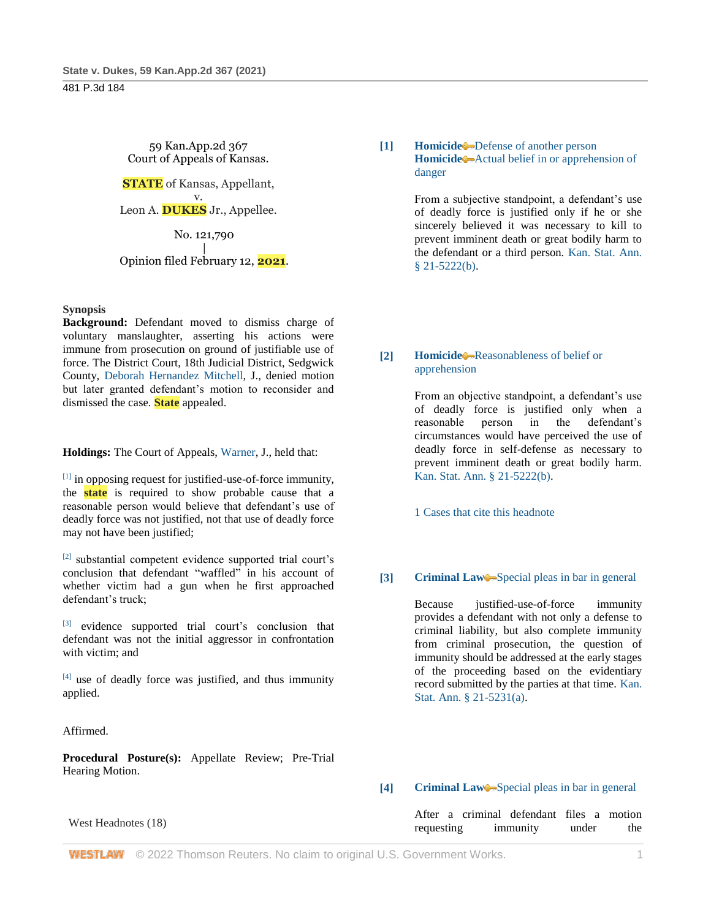59 Kan.App.2d 367
Court of Appeals of Kansas.

STATE of Kansas, Appellant,
v.
Leon A. DUKES Jr., Appellee.

No. 121,790
|
Opinion filed February 12, 2021.

**Synopsis**

**Background:** Defendant moved to dismiss charge of voluntary manslaughter, asserting his actions were immune from prosecution on ground of justifiable use of force. The District Court, 18th Judicial District, Sedgwick County, Deborah Hernandez Mitchell, J., denied motion but later granted defendant's motion to reconsider and dismissed the case. State appealed.

**Holdings:** The Court of Appeals, Warner, J., held that:

[1] in opposing request for justified-use-of-force immunity, the state is required to show probable cause that a reasonable person would believe that defendant's use of deadly force was not justified, not that use of deadly force may not have been justified;

[2] substantial competent evidence supported trial court's conclusion that defendant "waffled" in his account of whether victim had a gun when he first approached defendant's truck;

[3] evidence supported trial court's conclusion that defendant was not the initial aggressor in confrontation with victim; and

[4] use of deadly force was justified, and thus immunity applied.

Affirmed.

**Procedural Posture(s):** Appellate Review; Pre-Trial Hearing Motion.

West Headnotes (18)

**[1]** **Homicide** Defense of another person
**Homicide** Actual belief in or apprehension of danger

From a subjective standpoint, a defendant's use of deadly force is justified only if he or she sincerely believed it was necessary to kill to prevent imminent death or great bodily harm to the defendant or a third person. Kan. Stat. Ann. § 21-5222(b).

**[2]** **Homicide** Reasonableness of belief or apprehension

From an objective standpoint, a defendant's use of deadly force is justified only when a reasonable person in the defendant's circumstances would have perceived the use of deadly force in self-defense as necessary to prevent imminent death or great bodily harm. Kan. Stat. Ann. § 21-5222(b).

1 Cases that cite this headnote

**[3]** **Criminal Law** Special pleas in bar in general

Because justified-use-of-force immunity provides a defendant with not only a defense to criminal liability, but also complete immunity from criminal prosecution, the question of immunity should be addressed at the early stages of the proceeding based on the evidentiary record submitted by the parties at that time. Kan. Stat. Ann. § 21-5231(a).

**[4]** **Criminal Law** Special pleas in bar in general

After a criminal defendant files a motion requesting immunity under the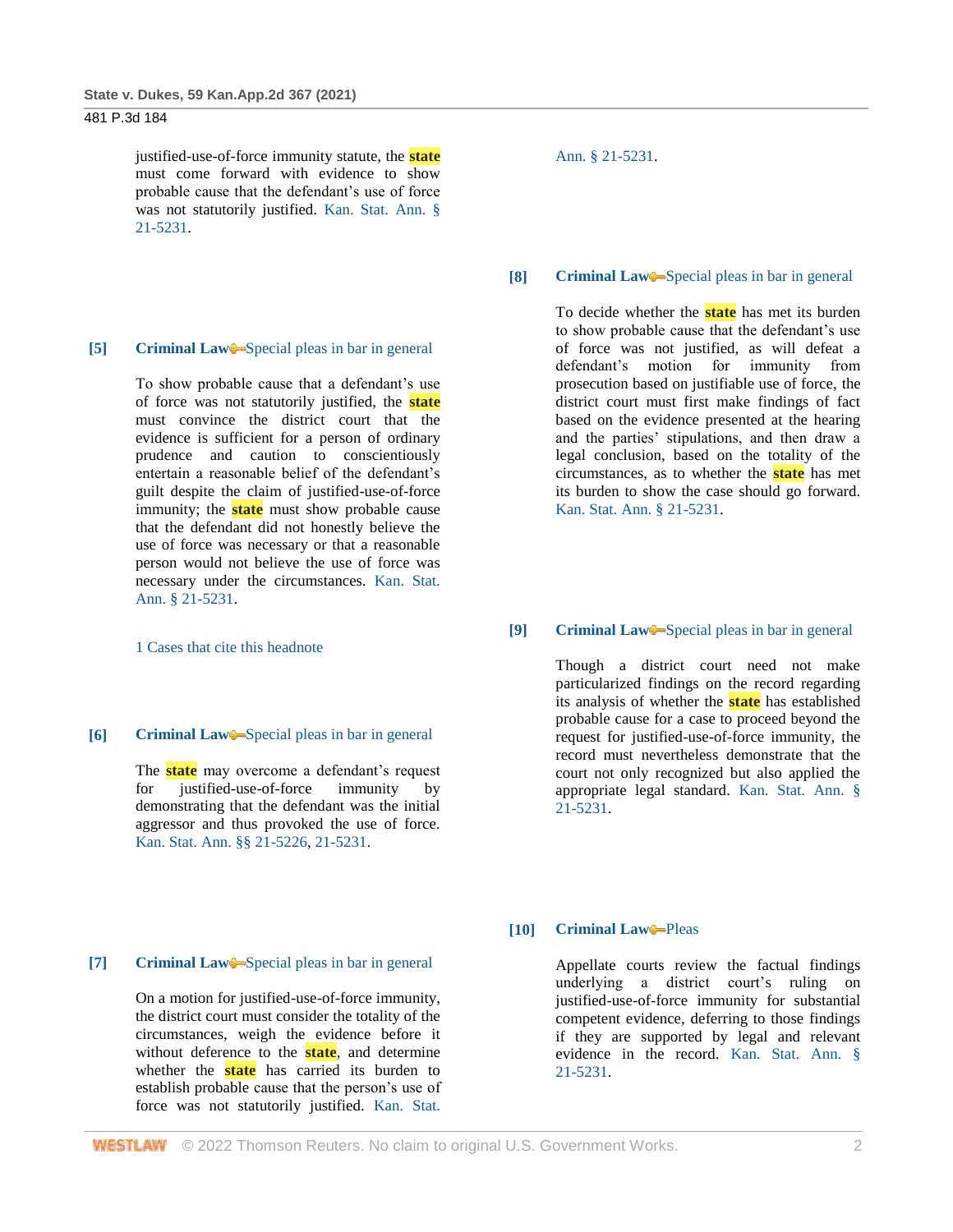justified-use-of-force immunity statute, the state must come forward with evidence to show probable cause that the defendant's use of force was not statutorily justified. Kan. Stat. Ann. § 21-5231.

**[5] Criminal Law**—Special pleas in bar in general

To show probable cause that a defendant's use of force was not statutorily justified, the state must convince the district court that the evidence is sufficient for a person of ordinary prudence and caution to conscientiously entertain a reasonable belief of the defendant's guilt despite the claim of justified-use-of-force immunity; the state must show probable cause that the defendant did not honestly believe the use of force was necessary or that a reasonable person would not believe the use of force was necessary under the circumstances. Kan. Stat. Ann. § 21-5231.

1 Cases that cite this headnote

**[6] Criminal Law**—Special pleas in bar in general

The state may overcome a defendant's request for justified-use-of-force immunity by demonstrating that the defendant was the initial aggressor and thus provoked the use of force. Kan. Stat. Ann. §§ 21-5226, 21-5231.

**[7] Criminal Law**—Special pleas in bar in general

On a motion for justified-use-of-force immunity, the district court must consider the totality of the circumstances, weigh the evidence before it without deference to the state, and determine whether the state has carried its burden to establish probable cause that the person's use of force was not statutorily justified. Kan. Stat. Ann. § 21-5231.

**[8] Criminal Law**—Special pleas in bar in general

To decide whether the state has met its burden to show probable cause that the defendant's use of force was not justified, as will defeat a defendant's motion for immunity from prosecution based on justifiable use of force, the district court must first make findings of fact based on the evidence presented at the hearing and the parties' stipulations, and then draw a legal conclusion, based on the totality of the circumstances, as to whether the state has met its burden to show the case should go forward. Kan. Stat. Ann. § 21-5231.

**[9] Criminal Law**—Special pleas in bar in general

Though a district court need not make particularized findings on the record regarding its analysis of whether the state has established probable cause for a case to proceed beyond the request for justified-use-of-force immunity, the record must nevertheless demonstrate that the court not only recognized but also applied the appropriate legal standard. Kan. Stat. Ann. § 21-5231.

**[10] Criminal Law**—Pleas

Appellate courts review the factual findings underlying a district court's ruling on justified-use-of-force immunity for substantial competent evidence, deferring to those findings if they are supported by legal and relevant evidence in the record. Kan. Stat. Ann. § 21-5231.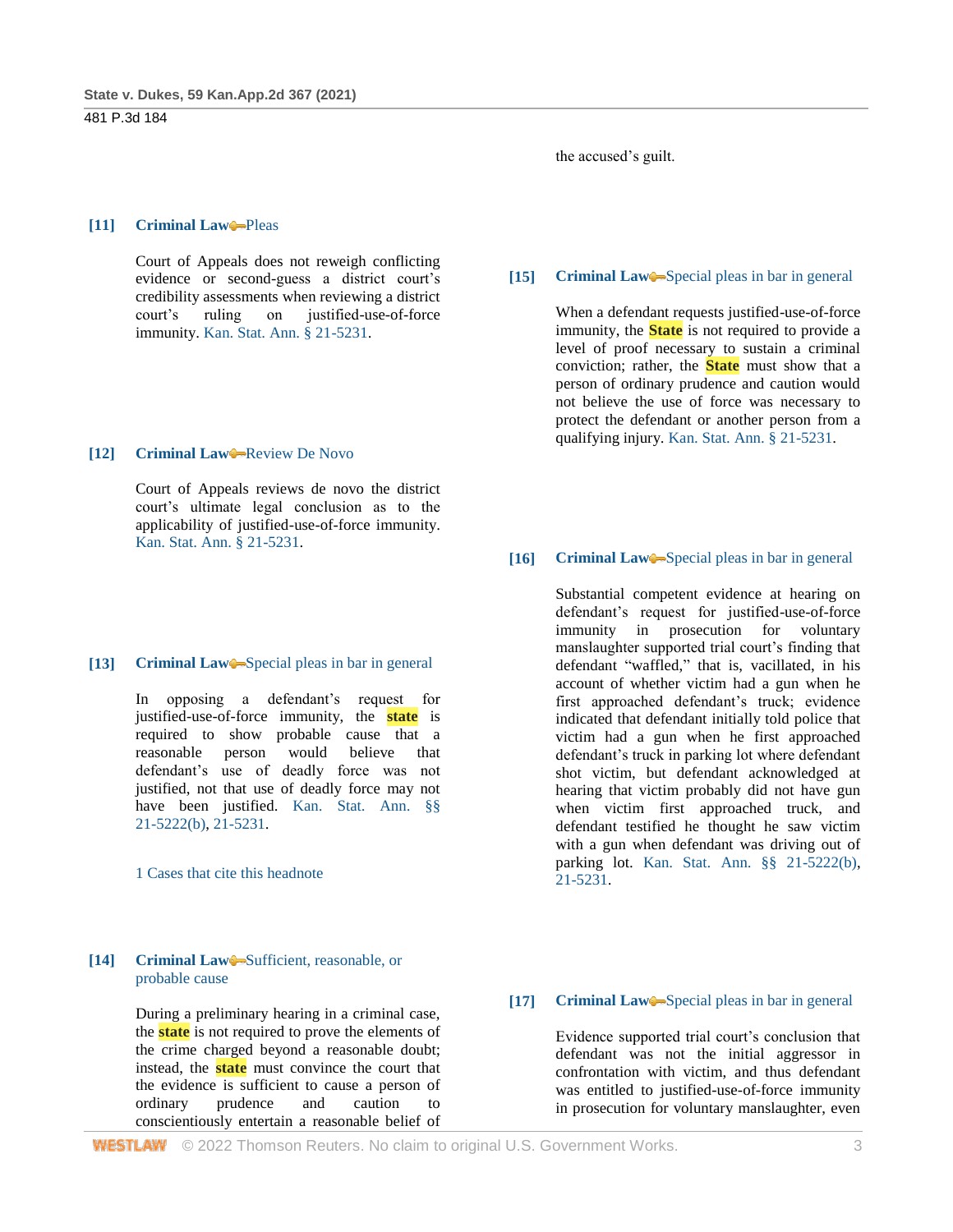the accused's guilt.

**[11]** **Criminal Law** Pleas

Court of Appeals does not reweigh conflicting evidence or second-guess a district court's credibility assessments when reviewing a district court's ruling on justified-use-of-force immunity. Kan. Stat. Ann. § 21-5231.

**[12]** **Criminal Law** Review De Novo

Court of Appeals reviews de novo the district court's ultimate legal conclusion as to the applicability of justified-use-of-force immunity. Kan. Stat. Ann. § 21-5231.

**[13]** **Criminal Law** Special pleas in bar in general

In opposing a defendant's request for justified-use-of-force immunity, the state is required to show probable cause that a reasonable person would believe that defendant's use of deadly force was not justified, not that use of deadly force may not have been justified. Kan. Stat. Ann. §§ 21-5222(b), 21-5231.

1 Cases that cite this headnote

**[14]** **Criminal Law** Sufficient, reasonable, or probable cause

During a preliminary hearing in a criminal case, the state is not required to prove the elements of the crime charged beyond a reasonable doubt; instead, the state must convince the court that the evidence is sufficient to cause a person of ordinary prudence and caution to conscientiously entertain a reasonable belief of the accused's guilt.

**[15]** **Criminal Law** Special pleas in bar in general

When a defendant requests justified-use-of-force immunity, the State is not required to provide a level of proof necessary to sustain a criminal conviction; rather, the State must show that a person of ordinary prudence and caution would not believe the use of force was necessary to protect the defendant or another person from a qualifying injury. Kan. Stat. Ann. § 21-5231.

**[16]** **Criminal Law** Special pleas in bar in general

Substantial competent evidence at hearing on defendant's request for justified-use-of-force immunity in prosecution for voluntary manslaughter supported trial court's finding that defendant "waffled," that is, vacillated, in his account of whether victim had a gun when he first approached defendant's truck; evidence indicated that defendant initially told police that victim had a gun when he first approached defendant's truck in parking lot where defendant shot victim, but defendant acknowledged at hearing that victim probably did not have gun when victim first approached truck, and defendant testified he thought he saw victim with a gun when defendant was driving out of parking lot. Kan. Stat. Ann. §§ 21-5222(b), 21-5231.

**[17]** **Criminal Law** Special pleas in bar in general

Evidence supported trial court's conclusion that defendant was not the initial aggressor in confrontation with victim, and thus defendant was entitled to justified-use-of-force immunity in prosecution for voluntary manslaughter, even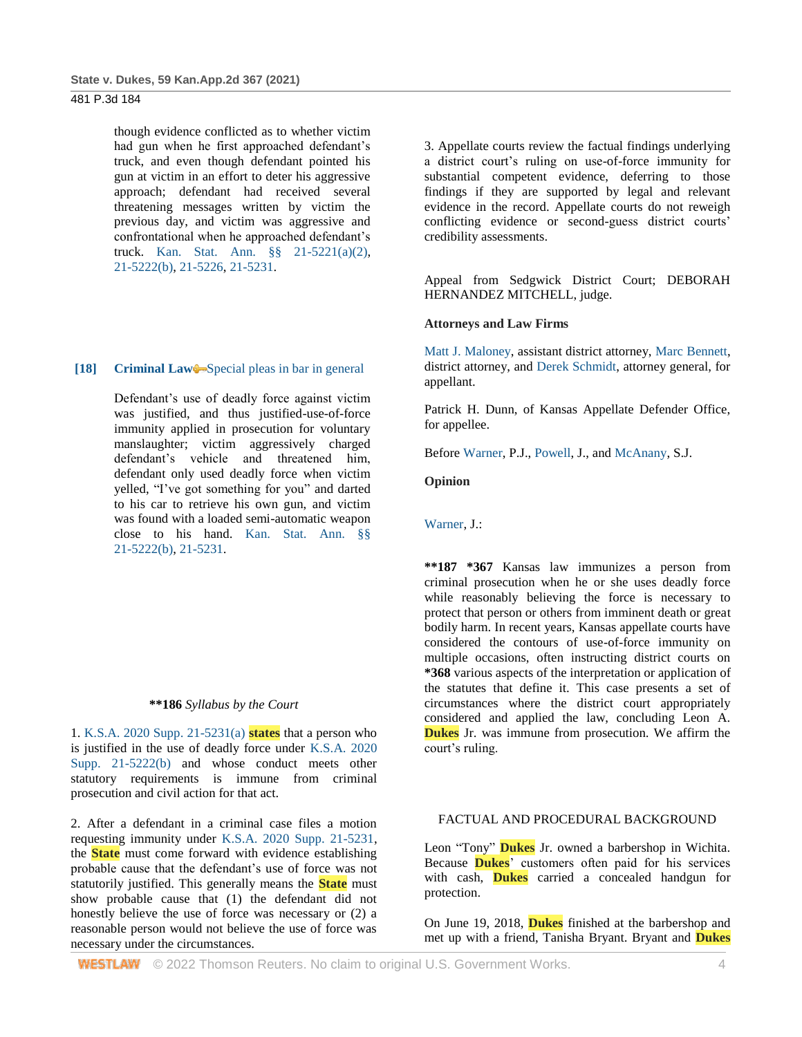though evidence conflicted as to whether victim had gun when he first approached defendant's truck, and even though defendant pointed his gun at victim in an effort to deter his aggressive approach; defendant had received several threatening messages written by victim the previous day, and victim was aggressive and confrontational when he approached defendant's truck. Kan. Stat. Ann. §§ 21-5221(a)(2), 21-5222(b), 21-5226, 21-5231.

**[18]** **Criminal Law** Special pleas in bar in general

Defendant's use of deadly force against victim was justified, and thus justified-use-of-force immunity applied in prosecution for voluntary manslaughter; victim aggressively charged defendant's vehicle and threatened him, defendant only used deadly force when victim yelled, "I've got something for you" and darted to his car to retrieve his own gun, and victim was found with a loaded semi-automatic weapon close to his hand. Kan. Stat. Ann. §§ 21-5222(b), 21-5231.

**\*\*186** *Syllabus by the Court*

1. K.S.A. 2020 Supp. 21-5231(a) states that a person who is justified in the use of deadly force under K.S.A. 2020 Supp. 21-5222(b) and whose conduct meets other statutory requirements is immune from criminal prosecution and civil action for that act.

2. After a defendant in a criminal case files a motion requesting immunity under K.S.A. 2020 Supp. 21-5231, the State must come forward with evidence establishing probable cause that the defendant's use of force was not statutorily justified. This generally means the State must show probable cause that (1) the defendant did not honestly believe the use of force was necessary or (2) a reasonable person would not believe the use of force was necessary under the circumstances.

3. Appellate courts review the factual findings underlying a district court's ruling on use-of-force immunity for substantial competent evidence, deferring to those findings if they are supported by legal and relevant evidence in the record. Appellate courts do not reweigh conflicting evidence or second-guess district courts' credibility assessments.

Appeal from Sedgwick District Court; DEBORAH HERNANDEZ MITCHELL, judge.

**Attorneys and Law Firms**

Matt J. Maloney, assistant district attorney, Marc Bennett, district attorney, and Derek Schmidt, attorney general, for appellant.

Patrick H. Dunn, of Kansas Appellate Defender Office, for appellee.

Before Warner, P.J., Powell, J., and McAnany, S.J.

**Opinion**

Warner, J.:

**\*\*187** **\*367** Kansas law immunizes a person from criminal prosecution when he or she uses deadly force while reasonably believing the force is necessary to protect that person or others from imminent death or great bodily harm. In recent years, Kansas appellate courts have considered the contours of use-of-force immunity on multiple occasions, often instructing district courts on **\*368** various aspects of the interpretation or application of the statutes that define it. This case presents a set of circumstances where the district court appropriately considered and applied the law, concluding Leon A. Dukes Jr. was immune from prosecution. We affirm the court's ruling.

## FACTUAL AND PROCEDURAL BACKGROUND

Leon "Tony" Dukes Jr. owned a barbershop in Wichita. Because Dukes' customers often paid for his services with cash, Dukes carried a concealed handgun for protection.

On June 19, 2018, Dukes finished at the barbershop and met up with a friend, Tanisha Bryant. Bryant and Dukes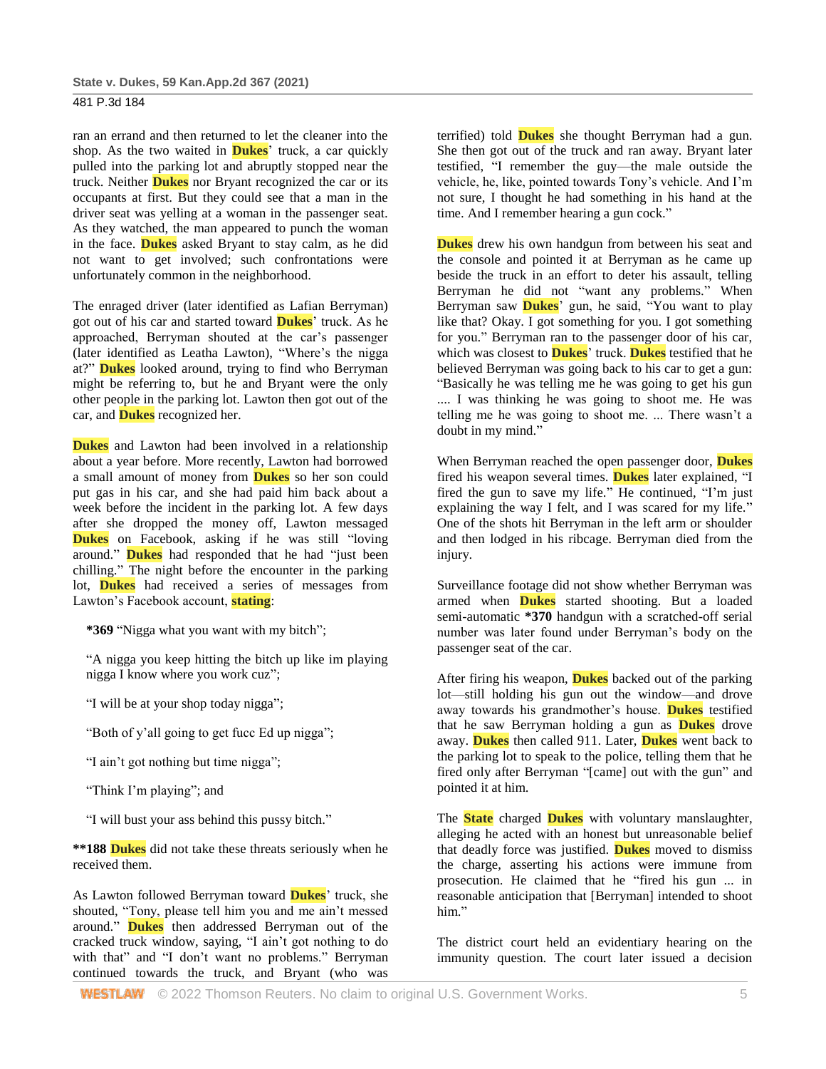ran an errand and then returned to let the cleaner into the shop. As the two waited in Dukes' truck, a car quickly pulled into the parking lot and abruptly stopped near the truck. Neither Dukes nor Bryant recognized the car or its occupants at first. But they could see that a man in the driver seat was yelling at a woman in the passenger seat. As they watched, the man appeared to punch the woman in the face. Dukes asked Bryant to stay calm, as he did not want to get involved; such confrontations were unfortunately common in the neighborhood.

The enraged driver (later identified as Lafian Berryman) got out of his car and started toward Dukes' truck. As he approached, Berryman shouted at the car's passenger (later identified as Leatha Lawton), "Where's the nigga at?" Dukes looked around, trying to find who Berryman might be referring to, but he and Bryant were the only other people in the parking lot. Lawton then got out of the car, and Dukes recognized her.

Dukes and Lawton had been involved in a relationship about a year before. More recently, Lawton had borrowed a small amount of money from Dukes so her son could put gas in his car, and she had paid him back about a week before the incident in the parking lot. A few days after she dropped the money off, Lawton messaged Dukes on Facebook, asking if he was still "loving around." Dukes had responded that he had "just been chilling." The night before the encounter in the parking lot, Dukes had received a series of messages from Lawton's Facebook account, stating:

> **\*369** "Nigga what you want with my bitch";
>
> "A nigga you keep hitting the bitch up like im playing nigga I know where you work cuz";
>
> "I will be at your shop today nigga";
>
> "Both of y'all going to get fucc Ed up nigga";
>
> "I ain't got nothing but time nigga";
>
> "Think I'm playing"; and
>
> "I will bust your ass behind this pussy bitch."

**\*\*188** Dukes did not take these threats seriously when he received them.

As Lawton followed Berryman toward Dukes' truck, she shouted, "Tony, please tell him you and me ain't messed around." Dukes then addressed Berryman out of the cracked truck window, saying, "I ain't got nothing to do with that" and "I don't want no problems." Berryman continued towards the truck, and Bryant (who was terrified) told Dukes she thought Berryman had a gun. She then got out of the truck and ran away. Bryant later testified, "I remember the guy—the male outside the vehicle, he, like, pointed towards Tony's vehicle. And I'm not sure, I thought he had something in his hand at the time. And I remember hearing a gun cock."

Dukes drew his own handgun from between his seat and the console and pointed it at Berryman as he came up beside the truck in an effort to deter his assault, telling Berryman he did not "want any problems." When Berryman saw Dukes' gun, he said, "You want to play like that? Okay. I got something for you. I got something for you." Berryman ran to the passenger door of his car, which was closest to Dukes' truck. Dukes testified that he believed Berryman was going back to his car to get a gun: "Basically he was telling me he was going to get his gun .... I was thinking he was going to shoot me. He was telling me he was going to shoot me. ... There wasn't a doubt in my mind."

When Berryman reached the open passenger door, Dukes fired his weapon several times. Dukes later explained, "I fired the gun to save my life." He continued, "I'm just explaining the way I felt, and I was scared for my life." One of the shots hit Berryman in the left arm or shoulder and then lodged in his ribcage. Berryman died from the injury.

Surveillance footage did not show whether Berryman was armed when Dukes started shooting. But a loaded semi-automatic **\*370** handgun with a scratched-off serial number was later found under Berryman's body on the passenger seat of the car.

After firing his weapon, Dukes backed out of the parking lot—still holding his gun out the window—and drove away towards his grandmother's house. Dukes testified that he saw Berryman holding a gun as Dukes drove away. Dukes then called 911. Later, Dukes went back to the parking lot to speak to the police, telling them that he fired only after Berryman "[came] out with the gun" and pointed it at him.

The State charged Dukes with voluntary manslaughter, alleging he acted with an honest but unreasonable belief that deadly force was justified. Dukes moved to dismiss the charge, asserting his actions were immune from prosecution. He claimed that he "fired his gun ... in reasonable anticipation that [Berryman] intended to shoot him."

The district court held an evidentiary hearing on the immunity question. The court later issued a decision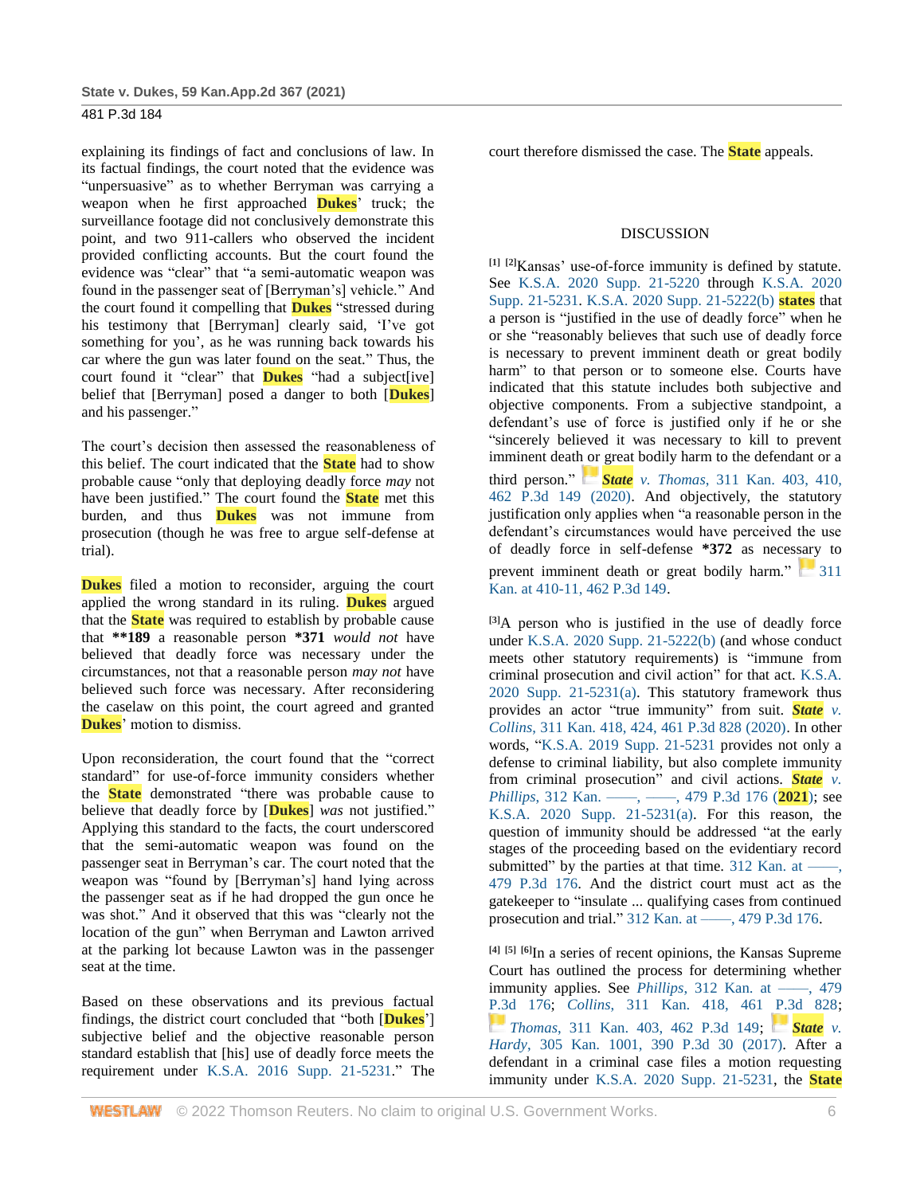explaining its findings of fact and conclusions of law. In its factual findings, the court noted that the evidence was "unpersuasive" as to whether Berryman was carrying a weapon when he first approached Dukes' truck; the surveillance footage did not conclusively demonstrate this point, and two 911-callers who observed the incident provided conflicting accounts. But the court found the evidence was "clear" that "a semi-automatic weapon was found in the passenger seat of [Berryman's] vehicle." And the court found it compelling that Dukes "stressed during his testimony that [Berryman] clearly said, 'I've got something for you', as he was running back towards his car where the gun was later found on the seat." Thus, the court found it "clear" that Dukes "had a subject[ive] belief that [Berryman] posed a danger to both [Dukes] and his passenger."

The court's decision then assessed the reasonableness of this belief. The court indicated that the State had to show probable cause "only that deploying deadly force *may* not have been justified." The court found the State met this burden, and thus Dukes was not immune from prosecution (though he was free to argue self-defense at trial).

Dukes filed a motion to reconsider, arguing the court applied the wrong standard in its ruling. Dukes argued that the State was required to establish by probable cause that **189 a reasonable person *371 *would not* have believed that deadly force was necessary under the circumstances, not that a reasonable person *may not* have believed such force was necessary. After reconsidering the caselaw on this point, the court agreed and granted Dukes' motion to dismiss.

Upon reconsideration, the court found that the "correct standard" for use-of-force immunity considers whether the State demonstrated "there was probable cause to believe that deadly force by [Dukes] *was* not justified." Applying this standard to the facts, the court underscored that the semi-automatic weapon was found on the passenger seat in Berryman's car. The court noted that the weapon was "found by [Berryman's] hand lying across the passenger seat as if he had dropped the gun once he was shot." And it observed that this was "clearly not the location of the gun" when Berryman and Lawton arrived at the parking lot because Lawton was in the passenger seat at the time.

Based on these observations and its previous factual findings, the district court concluded that "both [Dukes'] subjective belief and the objective reasonable person standard establish that [his] use of deadly force meets the requirement under K.S.A. 2016 Supp. 21-5231." The court therefore dismissed the case. The State appeals.

## DISCUSSION

[1] [2]Kansas' use-of-force immunity is defined by statute. See K.S.A. 2020 Supp. 21-5220 through K.S.A. 2020 Supp. 21-5231. K.S.A. 2020 Supp. 21-5222(b) states that a person is "justified in the use of deadly force" when he or she "reasonably believes that such use of deadly force is necessary to prevent imminent death or great bodily harm" to that person or to someone else. Courts have indicated that this statute includes both subjective and objective components. From a subjective standpoint, a defendant's use of force is justified only if he or she "sincerely believed it was necessary to kill to prevent imminent death or great bodily harm to the defendant or a third person." *State v. Thomas*, 311 Kan. 403, 410, 462 P.3d 149 (2020). And objectively, the statutory justification only applies when "a reasonable person in the defendant's circumstances would have perceived the use of deadly force in self-defense *372 as necessary to prevent imminent death or great bodily harm." 311 Kan. at 410-11, 462 P.3d 149.

[3]A person who is justified in the use of deadly force under K.S.A. 2020 Supp. 21-5222(b) (and whose conduct meets other statutory requirements) is "immune from criminal prosecution and civil action" for that act. K.S.A. 2020 Supp. 21-5231(a). This statutory framework thus provides an actor "true immunity" from suit. *State v. Collins*, 311 Kan. 418, 424, 461 P.3d 828 (2020). In other words, "K.S.A. 2019 Supp. 21-5231 provides not only a defense to criminal liability, but also complete immunity from criminal prosecution" and civil actions. *State v. Phillips*, 312 Kan. ––––, ––––, 479 P.3d 176 (2021); see K.S.A. 2020 Supp. 21-5231(a). For this reason, the question of immunity should be addressed "at the early stages of the proceeding based on the evidentiary record submitted" by the parties at that time. 312 Kan. at ––––, 479 P.3d 176. And the district court must act as the gatekeeper to "insulate ... qualifying cases from continued prosecution and trial." 312 Kan. at ––––, 479 P.3d 176.

[4] [5] [6]In a series of recent opinions, the Kansas Supreme Court has outlined the process for determining whether immunity applies. See *Phillips*, 312 Kan. at ––––, 479 P.3d 176; *Collins*, 311 Kan. 418, 461 P.3d 828; *Thomas*, 311 Kan. 403, 462 P.3d 149; *State v. Hardy*, 305 Kan. 1001, 390 P.3d 30 (2017). After a defendant in a criminal case files a motion requesting immunity under K.S.A. 2020 Supp. 21-5231, the State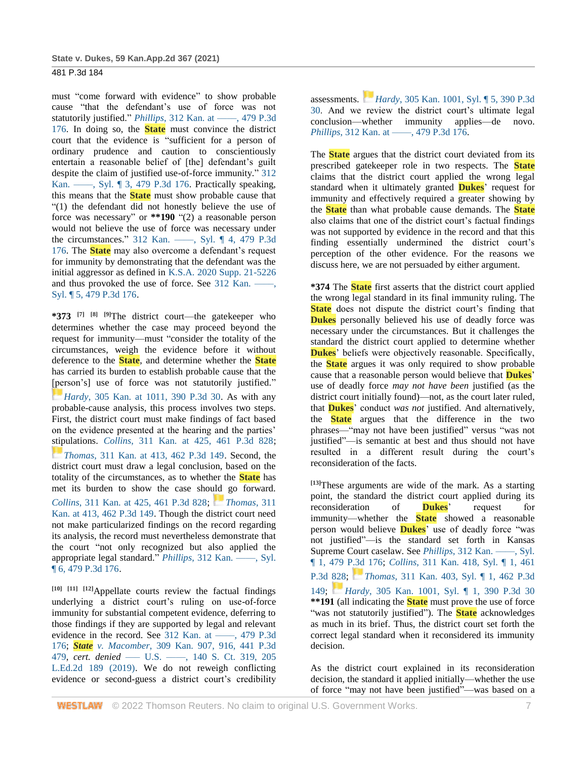must "come forward with evidence" to show probable cause "that the defendant's use of force was not statutorily justified." *Phillips,* 312 Kan. at ––––, 479 P.3d 176. In doing so, the State must convince the district court that the evidence is "sufficient for a person of ordinary prudence and caution to conscientiously entertain a reasonable belief of [the] defendant's guilt despite the claim of justified use-of-force immunity." 312 Kan. ––––, Syl. ¶ 3, 479 P.3d 176. Practically speaking, this means that the State must show probable cause that "(1) the defendant did not honestly believe the use of force was necessary" or **\*\*190** "(2) a reasonable person would not believe the use of force was necessary under the circumstances." 312 Kan. ––––, Syl. ¶ 4, 479 P.3d 176. The State may also overcome a defendant's request for immunity by demonstrating that the defendant was the initial aggressor as defined in K.S.A. 2020 Supp. 21-5226 and thus provoked the use of force. See 312 Kan. ––––, Syl. ¶ 5, 479 P.3d 176.

**\*373** [7] [8] [9]The district court—the gatekeeper who determines whether the case may proceed beyond the request for immunity—must "consider the totality of the circumstances, weigh the evidence before it without deference to the State, and determine whether the State has carried its burden to establish probable cause that the [person's] use of force was not statutorily justified." *Hardy,* 305 Kan. at 1011, 390 P.3d 30. As with any probable-cause analysis, this process involves two steps. First, the district court must make findings of fact based on the evidence presented at the hearing and the parties' stipulations. *Collins,* 311 Kan. at 425, 461 P.3d 828; *Thomas,* 311 Kan. at 413, 462 P.3d 149. Second, the district court must draw a legal conclusion, based on the totality of the circumstances, as to whether the State has met its burden to show the case should go forward. *Collins,* 311 Kan. at 425, 461 P.3d 828; *Thomas,* 311 Kan. at 413, 462 P.3d 149. Though the district court need not make particularized findings on the record regarding its analysis, the record must nevertheless demonstrate that the court "not only recognized but also applied the appropriate legal standard." *Phillips,* 312 Kan. ––––, Syl. ¶ 6, 479 P.3d 176.

[10] [11] [12]Appellate courts review the factual findings underlying a district court's ruling on use-of-force immunity for substantial competent evidence, deferring to those findings if they are supported by legal and relevant evidence in the record. See 312 Kan. at ––––, 479 P.3d 176; *State v. Macomber,* 309 Kan. 907, 916, 441 P.3d 479, *cert. denied* ––– U.S. ––––, 140 S. Ct. 319, 205 L.Ed.2d 189 (2019). We do not reweigh conflicting evidence or second-guess a district court's credibility assessments. *Hardy,* 305 Kan. 1001, Syl. ¶ 5, 390 P.3d 30. And we review the district court's ultimate legal conclusion—whether immunity applies—de novo. *Phillips,* 312 Kan. at ––––, 479 P.3d 176.

The State argues that the district court deviated from its prescribed gatekeeper role in two respects. The State claims that the district court applied the wrong legal standard when it ultimately granted Dukes' request for immunity and effectively required a greater showing by the State than what probable cause demands. The State also claims that one of the district court's factual findings was not supported by evidence in the record and that this finding essentially undermined the district court's perception of the other evidence. For the reasons we discuss here, we are not persuaded by either argument.

**\*374** The State first asserts that the district court applied the wrong legal standard in its final immunity ruling. The State does not dispute the district court's finding that Dukes personally believed his use of deadly force was necessary under the circumstances. But it challenges the standard the district court applied to determine whether Dukes' beliefs were objectively reasonable. Specifically, the State argues it was only required to show probable cause that a reasonable person would believe that Dukes' use of deadly force *may not have been* justified (as the district court initially found)—not, as the court later ruled, that Dukes' conduct *was not* justified. And alternatively, the State argues that the difference in the two phrases—"may not have been justified" versus "was not justified"—is semantic at best and thus should not have resulted in a different result during the court's reconsideration of the facts.

[13]These arguments are wide of the mark. As a starting point, the standard the district court applied during its reconsideration of Dukes' request for immunity—whether the State showed a reasonable person would believe Dukes' use of deadly force "was not justified"—is the standard set forth in Kansas Supreme Court caselaw. See *Phillips,* 312 Kan. ––––, Syl. ¶ 1, 479 P.3d 176; *Collins,* 311 Kan. 418, Syl. ¶ 1, 461 P.3d 828; *Thomas,* 311 Kan. 403, Syl. ¶ 1, 462 P.3d 149; *Hardy,* 305 Kan. 1001, Syl. ¶ 1, 390 P.3d 30 **\*\*191** (all indicating the State must prove the use of force "was not statutorily justified"). The State acknowledges as much in its brief. Thus, the district court set forth the correct legal standard when it reconsidered its immunity decision.

As the district court explained in its reconsideration decision, the standard it applied initially—whether the use of force "may not have been justified"—was based on a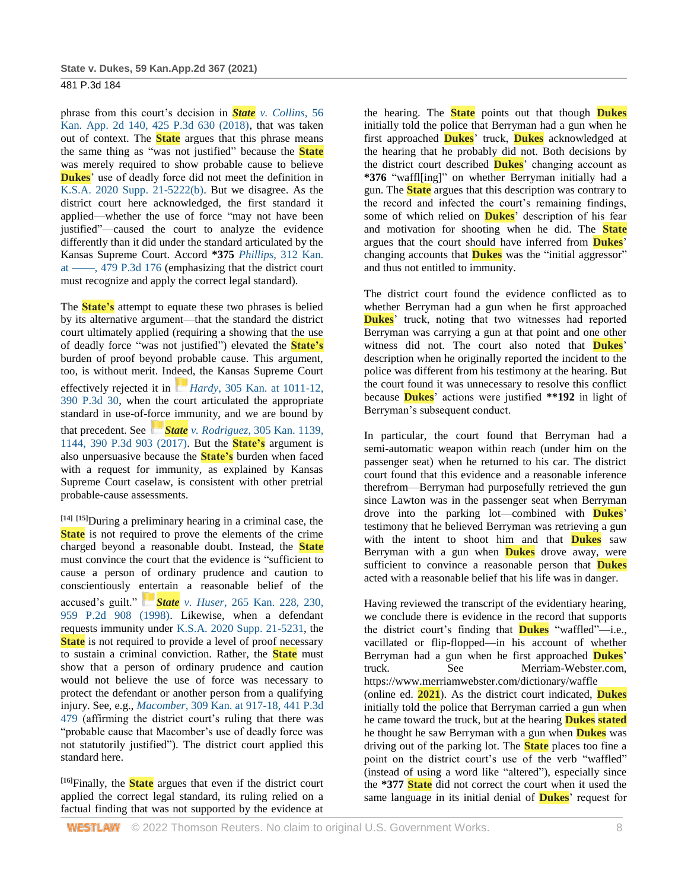phrase from this court's decision in *State v. Collins*, 56 Kan. App. 2d 140, 425 P.3d 630 (2018), that was taken out of context. The State argues that this phrase means the same thing as "was not justified" because the State was merely required to show probable cause to believe Dukes' use of deadly force did not meet the definition in K.S.A. 2020 Supp. 21-5222(b). But we disagree. As the district court here acknowledged, the first standard it applied—whether the use of force "may not have been justified"—caused the court to analyze the evidence differently than it did under the standard articulated by the Kansas Supreme Court. Accord **\*375** *Phillips*, 312 Kan. at ––––, 479 P.3d 176 (emphasizing that the district court must recognize and apply the correct legal standard).

The State's attempt to equate these two phrases is belied by its alternative argument—that the standard the district court ultimately applied (requiring a showing that the use of deadly force "was not justified") elevated the State's burden of proof beyond probable cause. This argument, too, is without merit. Indeed, the Kansas Supreme Court effectively rejected it in *Hardy*, 305 Kan. at 1011-12, 390 P.3d 30, when the court articulated the appropriate standard in use-of-force immunity, and we are bound by that precedent. See *State v. Rodriguez*, 305 Kan. 1139, 1144, 390 P.3d 903 (2017). But the State's argument is also unpersuasive because the State's burden when faced with a request for immunity, as explained by Kansas Supreme Court caselaw, is consistent with other pretrial probable-cause assessments.

[14] [15]During a preliminary hearing in a criminal case, the State is not required to prove the elements of the crime charged beyond a reasonable doubt. Instead, the State must convince the court that the evidence is "sufficient to cause a person of ordinary prudence and caution to conscientiously entertain a reasonable belief of the accused's guilt." *State v. Huser*, 265 Kan. 228, 230, 959 P.2d 908 (1998). Likewise, when a defendant requests immunity under K.S.A. 2020 Supp. 21-5231, the State is not required to provide a level of proof necessary to sustain a criminal conviction. Rather, the State must show that a person of ordinary prudence and caution would not believe the use of force was necessary to protect the defendant or another person from a qualifying injury. See, e.g., *Macomber*, 309 Kan. at 917-18, 441 P.3d 479 (affirming the district court's ruling that there was "probable cause that Macomber's use of deadly force was not statutorily justified"). The district court applied this standard here.

[16]Finally, the State argues that even if the district court applied the correct legal standard, its ruling relied on a factual finding that was not supported by the evidence at the hearing. The State points out that though Dukes initially told the police that Berryman had a gun when he first approached Dukes' truck, Dukes acknowledged at the hearing that he probably did not. Both decisions by the district court described Dukes' changing account as **\*376** "waffl[ing]" on whether Berryman initially had a gun. The State argues that this description was contrary to the record and infected the court's remaining findings, some of which relied on Dukes' description of his fear and motivation for shooting when he did. The State argues that the court should have inferred from Dukes' changing accounts that Dukes was the "initial aggressor" and thus not entitled to immunity.

The district court found the evidence conflicted as to whether Berryman had a gun when he first approached Dukes' truck, noting that two witnesses had reported Berryman was carrying a gun at that point and one other witness did not. The court also noted that Dukes' description when he originally reported the incident to the police was different from his testimony at the hearing. But the court found it was unnecessary to resolve this conflict because Dukes' actions were justified **\*\*192** in light of Berryman's subsequent conduct.

In particular, the court found that Berryman had a semi-automatic weapon within reach (under him on the passenger seat) when he returned to his car. The district court found that this evidence and a reasonable inference therefrom—Berryman had purposefully retrieved the gun since Lawton was in the passenger seat when Berryman drove into the parking lot—combined with Dukes' testimony that he believed Berryman was retrieving a gun with the intent to shoot him and that Dukes saw Berryman with a gun when Dukes drove away, were sufficient to convince a reasonable person that Dukes acted with a reasonable belief that his life was in danger.

Having reviewed the transcript of the evidentiary hearing, we conclude there is evidence in the record that supports the district court's finding that Dukes "waffled"—i.e., vacillated or flip-flopped—in his account of whether Berryman had a gun when he first approached Dukes' truck. See Merriam-Webster.com, https://www.merriamwebster.com/dictionary/waffle (online ed. 2021). As the district court indicated, Dukes initially told the police that Berryman carried a gun when he came toward the truck, but at the hearing Dukes stated he thought he saw Berryman with a gun when Dukes was driving out of the parking lot. The State places too fine a point on the district court's use of the verb "waffled" (instead of using a word like "altered"), especially since the **\*377** State did not correct the court when it used the same language in its initial denial of Dukes' request for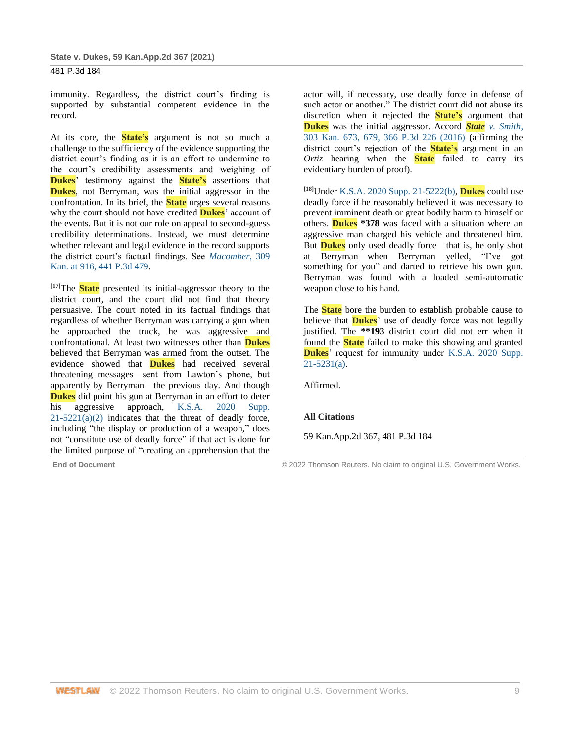immunity. Regardless, the district court's finding is supported by substantial competent evidence in the record.

At its core, the State's argument is not so much a challenge to the sufficiency of the evidence supporting the district court's finding as it is an effort to undermine to the court's credibility assessments and weighing of Dukes' testimony against the State's assertions that Dukes, not Berryman, was the initial aggressor in the confrontation. In its brief, the State urges several reasons why the court should not have credited Dukes' account of the events. But it is not our role on appeal to second-guess credibility determinations. Instead, we must determine whether relevant and legal evidence in the record supports the district court's factual findings. See *Macomber,* 309 Kan. at 916, 441 P.3d 479.

[17]The State presented its initial-aggressor theory to the district court, and the court did not find that theory persuasive. The court noted in its factual findings that regardless of whether Berryman was carrying a gun when he approached the truck, he was aggressive and confrontational. At least two witnesses other than Dukes believed that Berryman was armed from the outset. The evidence showed that Dukes had received several threatening messages—sent from Lawton's phone, but apparently by Berryman—the previous day. And though Dukes did point his gun at Berryman in an effort to deter his aggressive approach, K.S.A. 2020 Supp. 21-5221(a)(2) indicates that the threat of deadly force, including "the display or production of a weapon," does not "constitute use of deadly force" if that act is done for the limited purpose of "creating an apprehension that the actor will, if necessary, use deadly force in defense of such actor or another." The district court did not abuse its discretion when it rejected the State's argument that Dukes was the initial aggressor. Accord *State v. Smith,* 303 Kan. 673, 679, 366 P.3d 226 (2016) (affirming the district court's rejection of the State's argument in an *Ortiz* hearing when the State failed to carry its evidentiary burden of proof).

[18]Under K.S.A. 2020 Supp. 21-5222(b), Dukes could use deadly force if he reasonably believed it was necessary to prevent imminent death or great bodily harm to himself or others. Dukes **\*378** was faced with a situation where an aggressive man charged his vehicle and threatened him. But Dukes only used deadly force—that is, he only shot at Berryman—when Berryman yelled, "I've got something for you" and darted to retrieve his own gun. Berryman was found with a loaded semi-automatic weapon close to his hand.

The State bore the burden to establish probable cause to believe that Dukes' use of deadly force was not legally justified. The **\*\*193** district court did not err when it found the State failed to make this showing and granted Dukes' request for immunity under K.S.A. 2020 Supp. 21-5231(a).

Affirmed.

**All Citations**

59 Kan.App.2d 367, 481 P.3d 184

**End of Document** © 2022 Thomson Reuters. No claim to original U.S. Government Works.